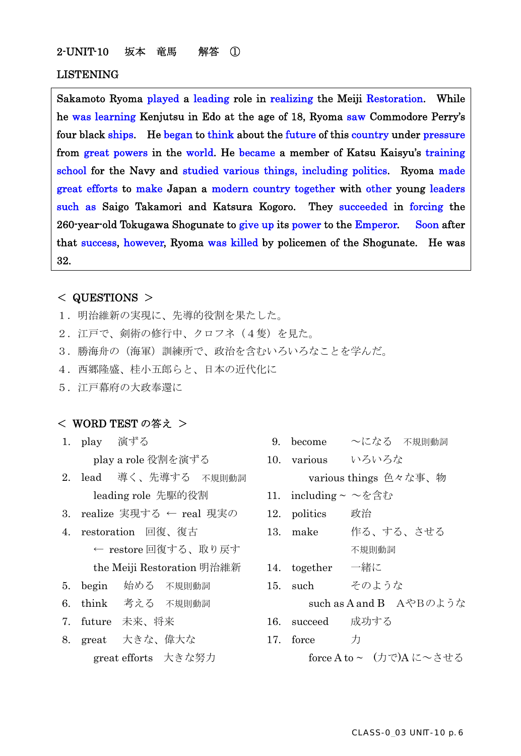2-UNIT-10　坂本　竜馬　　解答　①

LISTENING

Sakamoto Ryoma played a leading role in realizing the Meiji Restoration. While he was learning Kenjutsu in Edo at the age of 18, Ryoma saw Commodore Perry's four black ships. He began to think about the future of this country under pressure from great powers in the world. He became a member of Katsu Kaisyu's training school for the Navy and studied various things, including politics. Ryoma made great efforts to make Japan a modern country together with other young leaders such as Saigo Takamori and Katsura Kogoro. They succeeded in forcing the 260-year-old Tokugawa Shogunate to give up its power to the Emperor. Soon after that success, however, Ryoma was killed by policemen of the Shogunate. He was 32.

＜ QUESTIONS ＞

1．明治維新の実現に、先導的役割を果たした。
2．江戸で、剣術の修行中、クロフネ（４隻）を見た。
3．勝海舟の（海軍）訓練所で、政治を含むいろいろなことを学んだ。
4．西郷隆盛、桂小五郎らと、日本の近代化に
5．江戸幕府の大政奉還に

＜ WORD TEST の答え ＞

1. play　演ずる
   play a role 役割を演ずる
2. lead　導く、先導する　不規則動詞
   leading role 先駆的役割
3. realize 実現する ← real 現実の
4. restoration　回復、復古
   ← restore 回復する、取り戻す
   the Meiji Restoration 明治維新
5. begin　始める　不規則動詞
6. think　考える　不規則動詞
7. future　未来、将来
8. great　大きな、偉大な
   great efforts　大きな努力
9. become　～になる　不規則動詞
10. various　いろいろな
    various things 色々な事、物
11. including ~ ～を含む
12. politics　政治
13. make　作る、する、させる　不規則動詞
14. together　一緒に
15. such　そのような
    such as A and B　AやBのような
16. succeed　成功する
17. force　力
    force A to ~ （力で)A に～させる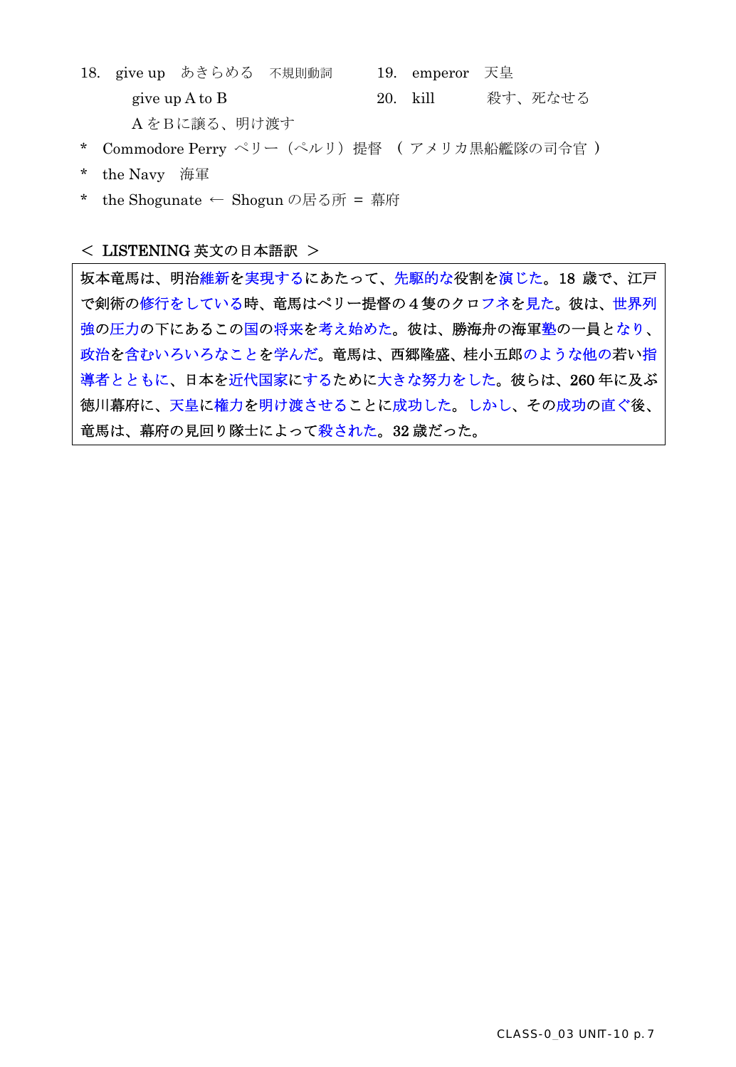18. give up　あきらめる　不規則動詞

　　give up A to B

　　A を B に譲る、明け渡す

19. emperor　天皇

20. kill　　殺す、死なせる

* Commodore Perry ペリー（ペルリ）提督　（ アメリカ黒船艦隊の司令官 ）
* the Navy　海軍
* the Shogunate ← Shogun の居る所 ＝ 幕府

＜ LISTENING 英文の日本語訳 ＞

坂本竜馬は、明治維新を実現するにあたって、先駆的な役割を演じた。18 歳で、江戸で剣術の修行をしている時、竜馬はペリー提督の４隻のクロフネを見た。彼は、世界列強の圧力の下にあるこの国の将来を考え始めた。彼は、勝海舟の海軍塾の一員となり、政治を含むいろいろなことを学んだ。竜馬は、西郷隆盛、桂小五郎のような他の若い指導者とともに、日本を近代国家にするために大きな努力をした。彼らは、260 年に及ぶ徳川幕府に、天皇に権力を明け渡させることに成功した。しかし、その成功の直ぐ後、竜馬は、幕府の見回り隊士によって殺された。32 歳だった。